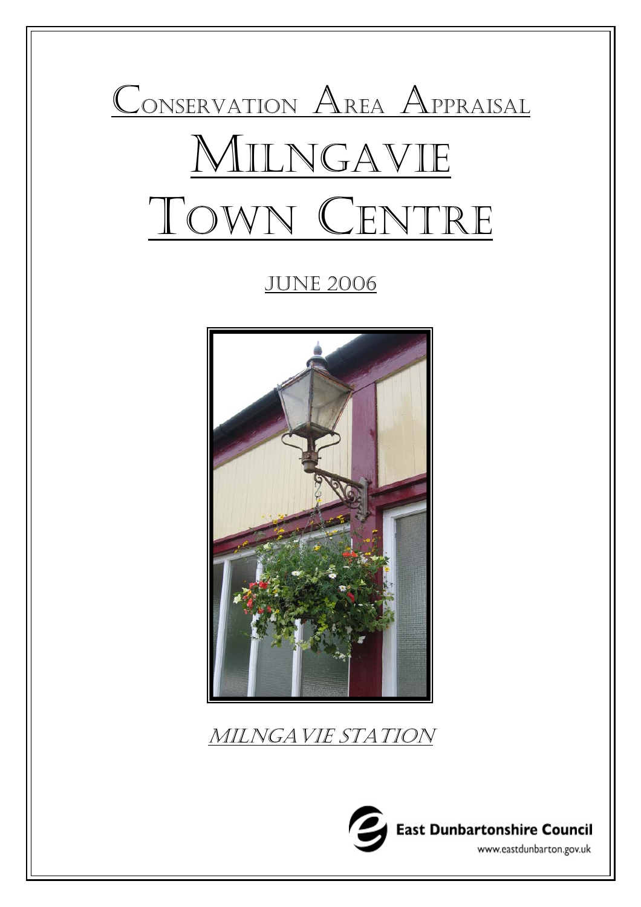# Conservation Area Appraisal

# Milngavie Town Centre

## June 2006

*Milngavie Station*

East Dunbartonshire Council

www.eastdunbarton.gov.uk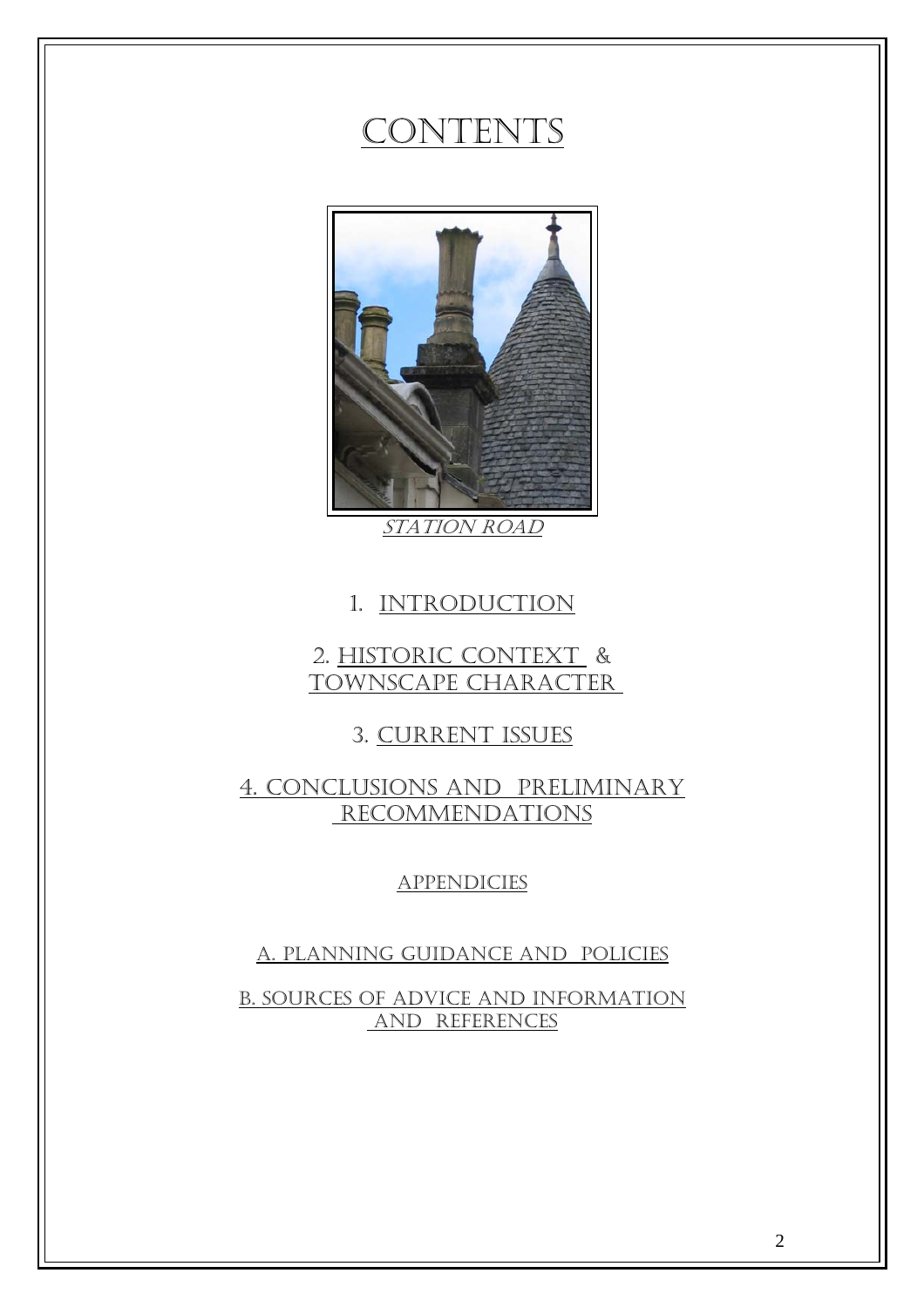# CONTENTS

*STATION ROAD*

1. INTRODUCTION

2. HISTORIC CONTEXT & TOWNSCAPE CHARACTER

3. CURRENT ISSUES

4. CONCLUSIONS AND PRELIMINARY RECOMMENDATIONS

APPENDICIES

A. PLANNING GUIDANCE AND POLICIES

B. SOURCES OF ADVICE AND INFORMATION AND REFERENCES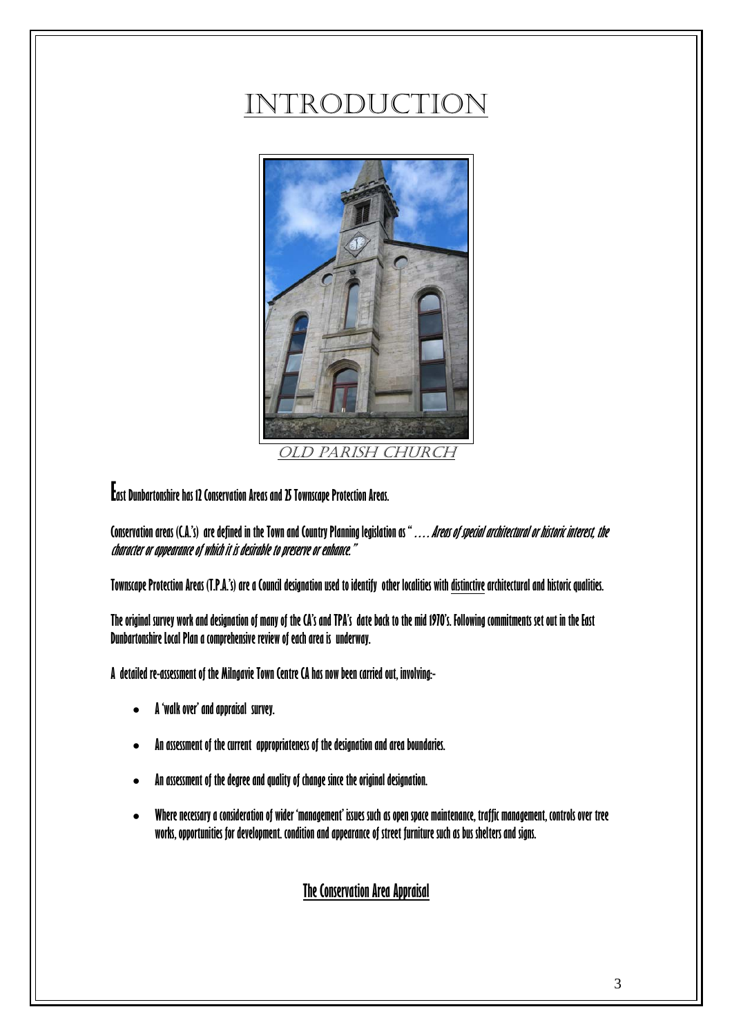# INTRODUCTION

OLD PARISH CHURCH

East Dunbartonshire has 12 Conservation Areas and 25 Townscape Protection Areas.

Conservation areas (C.A.'s) are defined in the Town and Country Planning legislation as "…. *Areas of special architectural or historic interest, the character or appearance of which it is desirable to preserve or enhance."*

Townscape Protection Areas (T.P.A.'s) are a Council designation used to identify other localities with distinctive architectural and historic qualities.

The original survey work and designation of many of the CA's and TPA's date back to the mid 1970's. Following commitments set out in the East Dunbartonshire Local Plan a comprehensive review of each area is underway.

A detailed re-assessment of the Milngavie Town Centre CA has now been carried out, involving:-

- A 'walk over' and appraisal survey.
- An assessment of the current appropriateness of the designation and area boundaries.
- An assessment of the degree and quality of change since the original designation.
- Where necessary a consideration of wider 'management' issues such as open space maintenance, traffic management, controls over tree works, opportunities for development. condition and appearance of street furniture such as bus shelters and signs.

## The Conservation Area Appraisal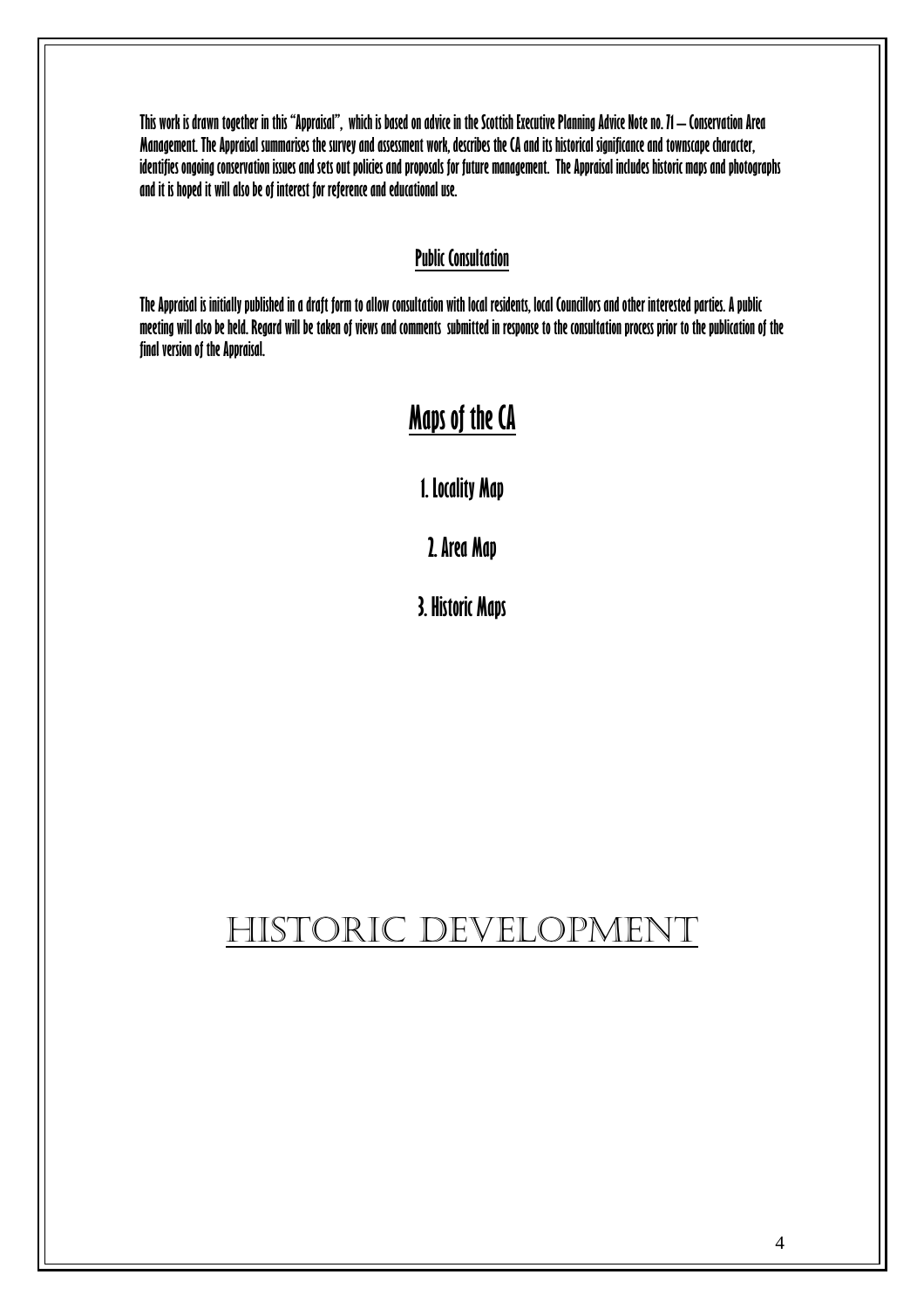This work is drawn together in this "Appraisal", which is based on advice in the Scottish Executive Planning Advice Note no. 71 – Conservation Area Management. The Appraisal summarises the survey and assessment work, describes the CA and its historical significance and townscape character, identifies ongoing conservation issues and sets out policies and proposals for future management. The Appraisal includes historic maps and photographs and it is hoped it will also be of interest for reference and educational use.

## Public Consultation

The Appraisal is initially published in a draft form to allow consultation with local residents, local Councillors and other interested parties. A public meeting will also be held. Regard will be taken of views and comments submitted in response to the consultation process prior to the publication of the final version of the Appraisal.

# Maps of the CA

1. Locality Map

2. Area Map

3. Historic Maps

# HISTORIC DEVELOPMENT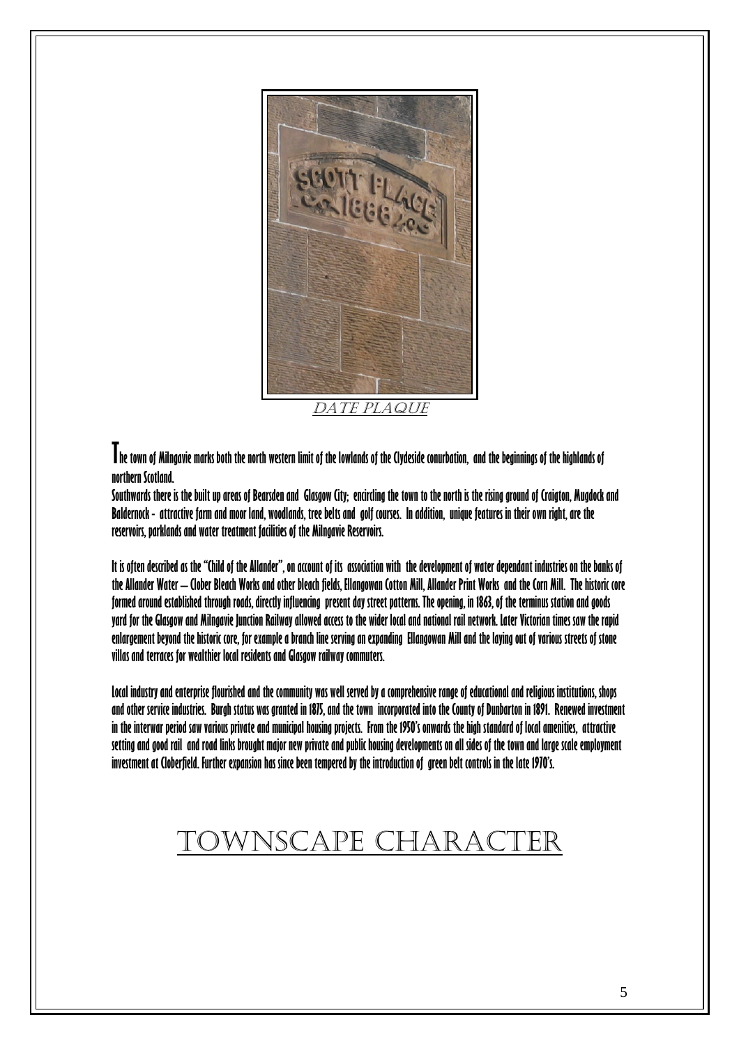DATE PLAQUE

The town of Milngavie marks both the north western limit of the lowlands of the Clydeside conurbation, and the beginnings of the highlands of northern Scotland.

Southwards there is the built up areas of Bearsden and Glasgow City; encircling the town to the north is the rising ground of Craigton, Mugdock and Baldernock - attractive farm and moor land, woodlands, tree belts and golf courses. In addition, unique features in their own right, are the reservoirs, parklands and water treatment facilities of the Milngavie Reservoirs.

It is often described as the "Child of the Allander", on account of its association with the development of water dependant industries on the banks of the Allander Water – Clober Bleach Works and other bleach fields, Ellangowan Cotton Mill, Allander Print Works and the Corn Mill. The historic core formed around established through roads, directly influencing present day street patterns. The opening, in 1863, of the terminus station and goods yard for the Glasgow and Milngavie Junction Railway allowed access to the wider local and national rail network. Later Victorian times saw the rapid enlargement beyond the historic core, for example a branch line serving an expanding Ellangowan Mill and the laying out of various streets of stone villas and terraces for wealthier local residents and Glasgow railway commuters.

Local industry and enterprise flourished and the community was well served by a comprehensive range of educational and religious institutions, shops and other service industries. Burgh status was granted in 1875, and the town incorporated into the County of Dunbarton in 1891. Renewed investment in the interwar period saw various private and municipal housing projects. From the 1950's onwards the high standard of local amenities, attractive setting and good rail and road links brought major new private and public housing developments on all sides of the town and large scale employment investment at Cloberfield. Further expansion has since been tempered by the introduction of green belt controls in the late 1970's.

# TOWNSCAPE CHARACTER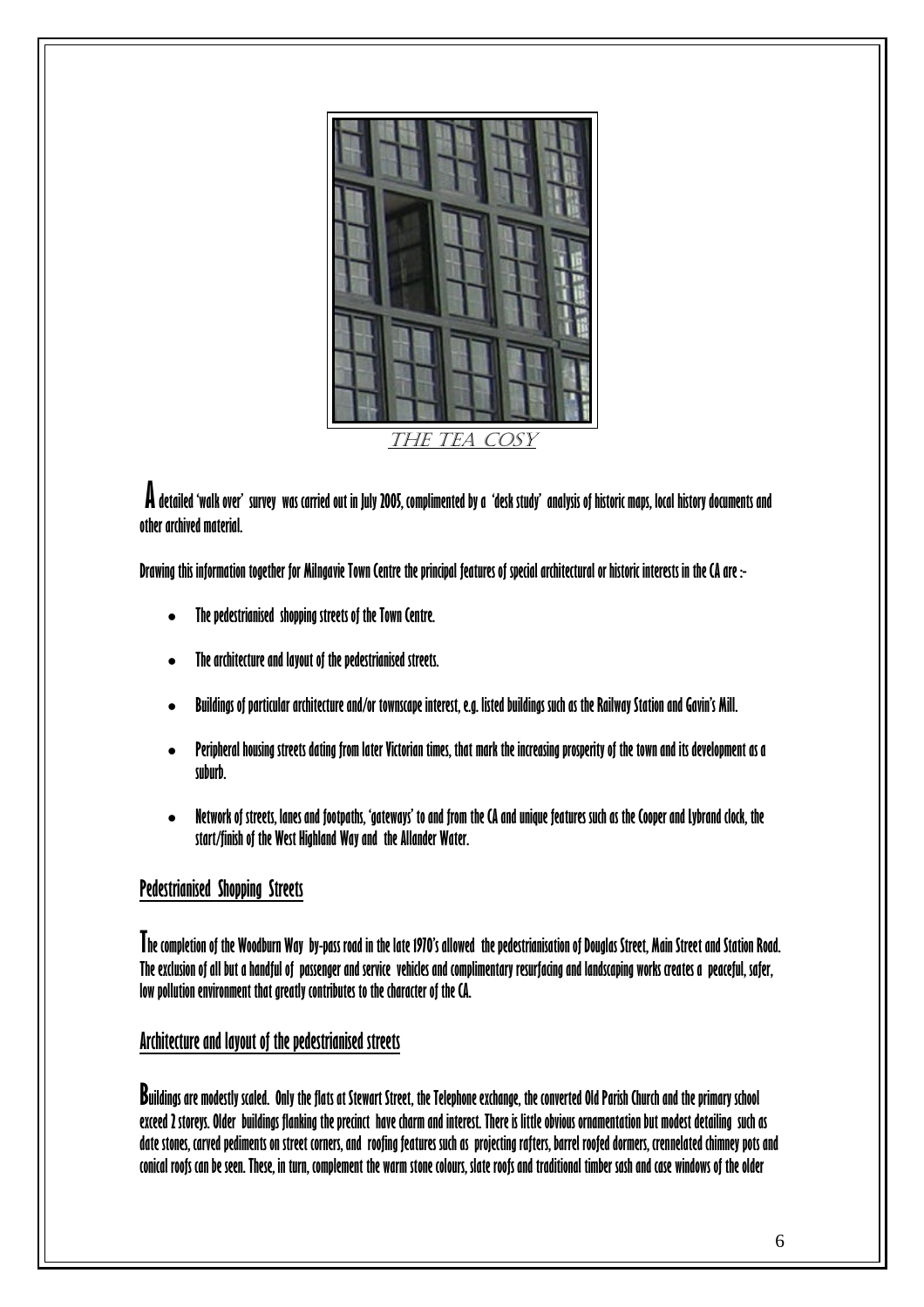THE TEA COSY

A detailed 'walk over' survey was carried out in July 2005, complimented by a 'desk study' analysis of historic maps, local history documents and other archived material.

Drawing this information together for Milngavie Town Centre the principal features of special architectural or historic interests in the CA are :-

- The pedestrianised shopping streets of the Town Centre.
- The architecture and layout of the pedestrianised streets.
- Buildings of particular architecture and/or townscape interest, e.g. listed buildings such as the Railway Station and Gavin's Mill.
- Peripheral housing streets dating from later Victorian times, that mark the increasing prosperity of the town and its development as a suburb.
- Network of streets, lanes and footpaths, 'gateways' to and from the CA and unique features such as the Cooper and Lybrand clock, the start/finish of the West Highland Way and the Allander Water.

## Pedestrianised Shopping Streets

The completion of the Woodburn Way by-pass road in the late 1970's allowed the pedestrianisation of Douglas Street, Main Street and Station Road. The exclusion of all but a handful of passenger and service vehicles and complimentary resurfacing and landscaping works creates a peaceful, safer, low pollution environment that greatly contributes to the character of the CA.

## Architecture and layout of the pedestrianised streets

Buildings are modestly scaled. Only the flats at Stewart Street, the Telephone exchange, the converted Old Parish Church and the primary school exceed 2 storeys. Older buildings flanking the precinct have charm and interest. There is little obvious ornamentation but modest detailing such as date stones, carved pediments on street corners, and roofing features such as projecting rafters, barrel roofed dormers, crennelated chimney pots and conical roofs can be seen. These, in turn, complement the warm stone colours, slate roofs and traditional timber sash and case windows of the older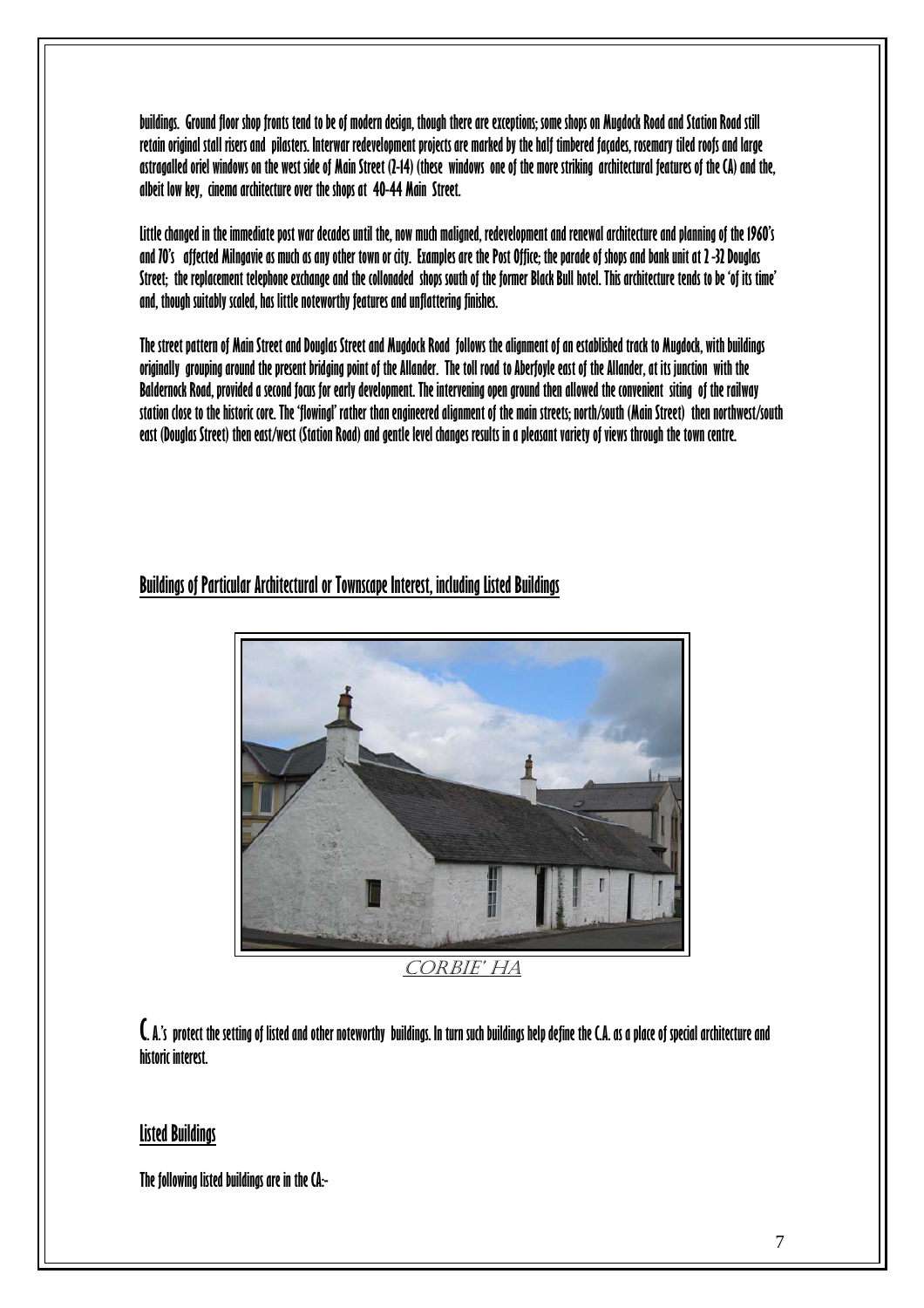buildings. Ground floor shop fronts tend to be of modern design, though there are exceptions; some shops on Mugdock Road and Station Road still retain original stall risers and pilasters. Interwar redevelopment projects are marked by the half timbered façades, rosemary tiled roofs and large astragalled oriel windows on the west side of Main Street (2-14) (these windows one of the more striking architectural features of the CA) and the, albeit low key, cinema architecture over the shops at 40-44 Main Street.

Little changed in the immediate post war decades until the, now much maligned, redevelopment and renewal architecture and planning of the 1960's and 70's affected Milngavie as much as any other town or city. Examples are the Post Office; the parade of shops and bank unit at 2 -32 Douglas Street; the replacement telephone exchange and the collonaded shops south of the former Black Bull hotel. This architecture tends to be 'of its time' and, though suitably scaled, has little noteworthy features and unflattering finishes.

The street pattern of Main Street and Douglas Street and Mugdock Road follows the alignment of an established track to Mugdock, with buildings originally grouping around the present bridging point of the Allander. The toll road to Aberfoyle east of the Allander, at its junction with the Baldernock Road, provided a second focus for early development. The intervening open ground then allowed the convenient siting of the railway station close to the historic core. The 'flowing' rather than engineered alignment of the main streets; north/south (Main Street) then northwest/south east (Douglas Street) then east/west (Station Road) and gentle level changes results in a pleasant variety of views through the town centre.

## Buildings of Particular Architectural or Townscape Interest, including Listed Buildings

CORBIE' HA

C.A.'s protect the setting of listed and other noteworthy buildings. In turn such buildings help define the C.A. as a place of special architecture and historic interest.

## Listed Buildings

The following listed buildings are in the CA:-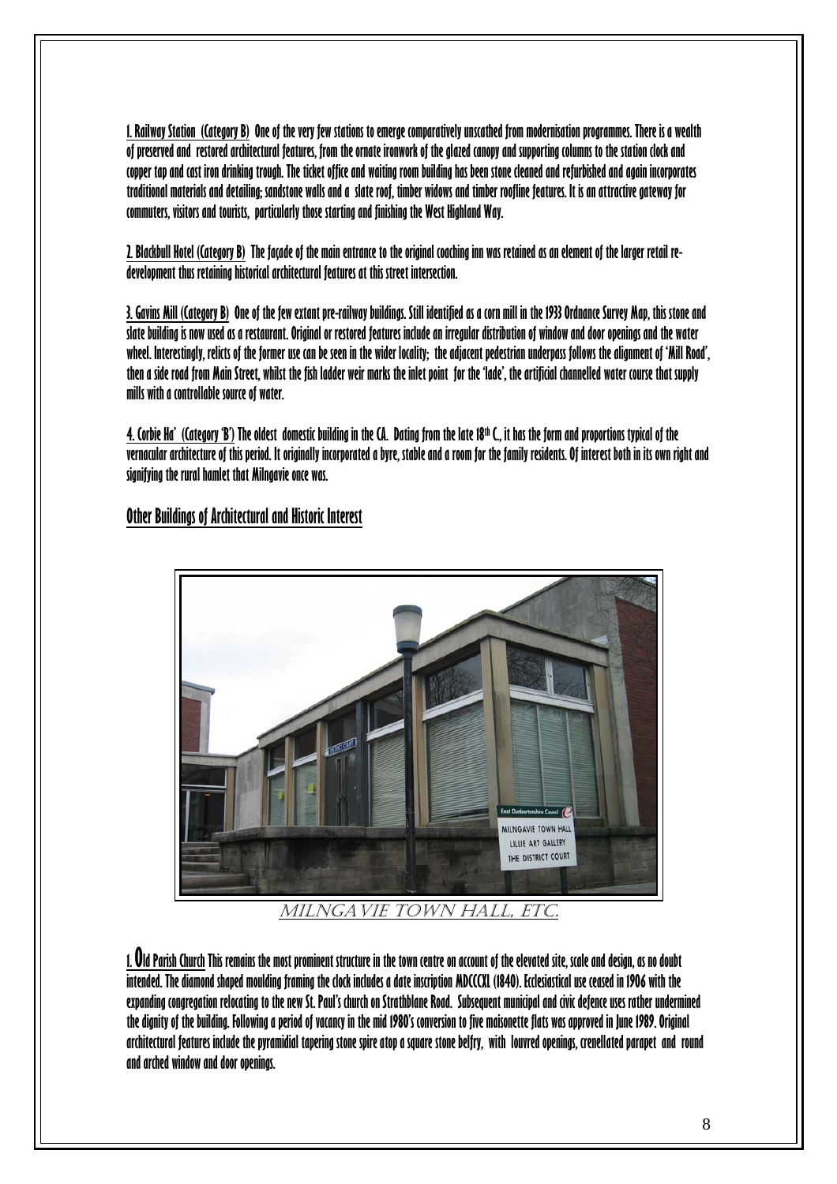1. Railway Station (Category B) One of the very few stations to emerge comparatively unscathed from modernisation programmes. There is a wealth of preserved and restored architectural features, from the ornate ironwork of the glazed canopy and supporting columns to the station clock and copper tap and cast iron drinking trough. The ticket office and waiting room building has been stone cleaned and refurbished and again incorporates traditional materials and detailing; sandstone walls and a slate roof, timber widows and timber roofline features. It is an attractive gateway for commuters, visitors and tourists, particularly those starting and finishing the West Highland Way.

2. Blackbull Hotel (Category B) The façade of the main entrance to the original coaching inn was retained as an element of the larger retail re-development thus retaining historical architectural features at this street intersection.

3. Gavins Mill (Category B) One of the few extant pre-railway buildings. Still identified as a corn mill in the 1933 Ordnance Survey Map, this stone and slate building is now used as a restaurant. Original or restored features include an irregular distribution of window and door openings and the water wheel. Interestingly, relicts of the former use can be seen in the wider locality; the adjacent pedestrian underpass follows the alignment of 'Mill Road', then a side road from Main Street, whilst the fish ladder weir marks the inlet point for the 'lade', the artificial channelled water course that supply mills with a controllable source of water.

4. Corbie Ha' (Category 'B') The oldest domestic building in the CA. Dating from the late 18th C., it has the form and proportions typical of the vernacular architecture of this period. It originally incorporated a byre, stable and a room for the family residents. Of interest both in its own right and signifying the rural hamlet that Milngavie once was.

## Other Buildings of Architectural and Historic Interest

MILNGAVIE TOWN HALL, ETC.

1. Old Parish Church This remains the most prominent structure in the town centre on account of the elevated site, scale and design, as no doubt intended. The diamond shaped moulding framing the clock includes a date inscription MDCCCXL (1840). Ecclesiastical use ceased in 1906 with the expanding congregation relocating to the new St. Paul's church on Strathblane Road. Subsequent municipal and civic defence uses rather undermined the dignity of the building. Following a period of vacancy in the mid 1980's conversion to five maisonette flats was approved in June 1989. Original architectural features include the pyramidial tapering stone spire atop a square stone belfry, with louvred openings, crenellated parapet and round and arched window and door openings.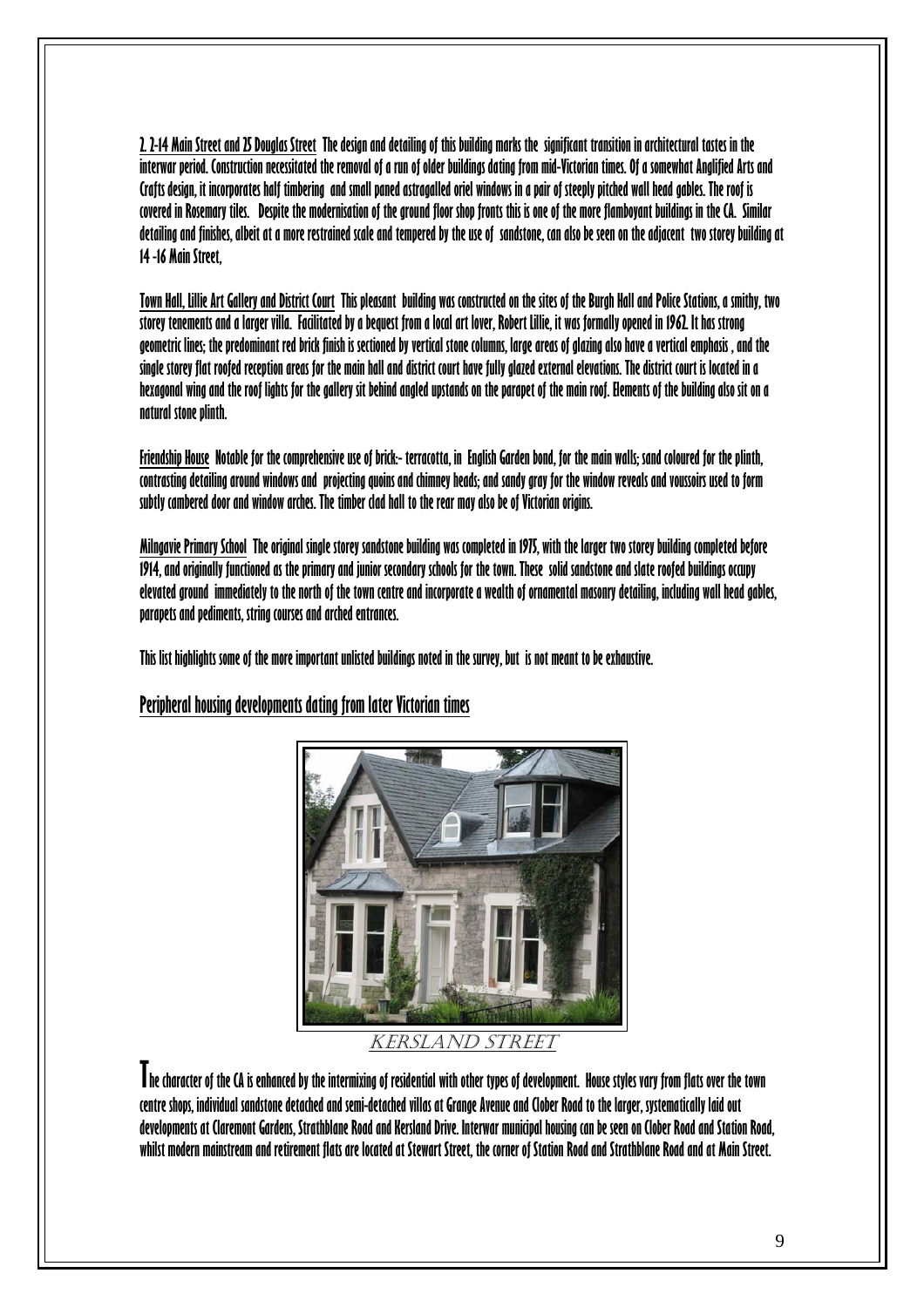**2. 2-14 Main Street and 25 Douglas Street** The design and detailing of this building marks the significant transition in architectural tastes in the interwar period. Construction necessitated the removal of a run of older buildings dating from mid-Victorian times. Of a somewhat Anglified Arts and Crafts design, it incorporates half timbering and small paned astragalled oriel windows in a pair of steeply pitched wall head gables. The roof is covered in Rosemary tiles. Despite the modernisation of the ground floor shop fronts this is one of the more flamboyant buildings in the CA. Similar detailing and finishes, albeit at a more restrained scale and tempered by the use of sandstone, can also be seen on the adjacent two storey building at 14 -16 Main Street,

**Town Hall, Lillie Art Gallery and District Court** This pleasant building was constructed on the sites of the Burgh Hall and Police Stations, a smithy, two storey tenements and a larger villa. Facilitated by a bequest from a local art lover, Robert Lillie, it was formally opened in 1962. It has strong geometric lines; the predominant red brick finish is sectioned by vertical stone columns, large areas of glazing also have a vertical emphasis , and the single storey flat roofed reception areas for the main hall and district court have fully glazed external elevations. The district court is located in a hexagonal wing and the roof lights for the gallery sit behind angled upstands on the parapet of the main roof. Elements of the building also sit on a natural stone plinth.

**Friendship House** Notable for the comprehensive use of brick:- terracotta, in English Garden bond, for the main walls; sand coloured for the plinth, contrasting detailing around windows and projecting quoins and chimney heads; and sandy gray for the window reveals and voussoirs used to form subtly cambered door and window arches. The timber clad hall to the rear may also be of Victorian origins.

**Milngavie Primary School** The original single storey sandstone building was completed in 1975, with the larger two storey building completed before 1914, and originally functioned as the primary and junior secondary schools for the town. These solid sandstone and slate roofed buildings occupy elevated ground immediately to the north of the town centre and incorporate a wealth of ornamental masonry detailing, including wall head gables, parapets and pediments, string courses and arched entrances.

This list highlights some of the more important unlisted buildings noted in the survey, but is not meant to be exhaustive.

## Peripheral housing developments dating from later Victorian times

KERSLAND STREET

The character of the CA is enhanced by the intermixing of residential with other types of development. House styles vary from flats over the town centre shops, individual sandstone detached and semi-detached villas at Grange Avenue and Clober Road to the larger, systematically laid out developments at Claremont Gardens, Strathblane Road and Kersland Drive. Interwar municipal housing can be seen on Clober Road and Station Road, whilst modern mainstream and retirement flats are located at Stewart Street, the corner of Station Road and Strathblane Road and at Main Street.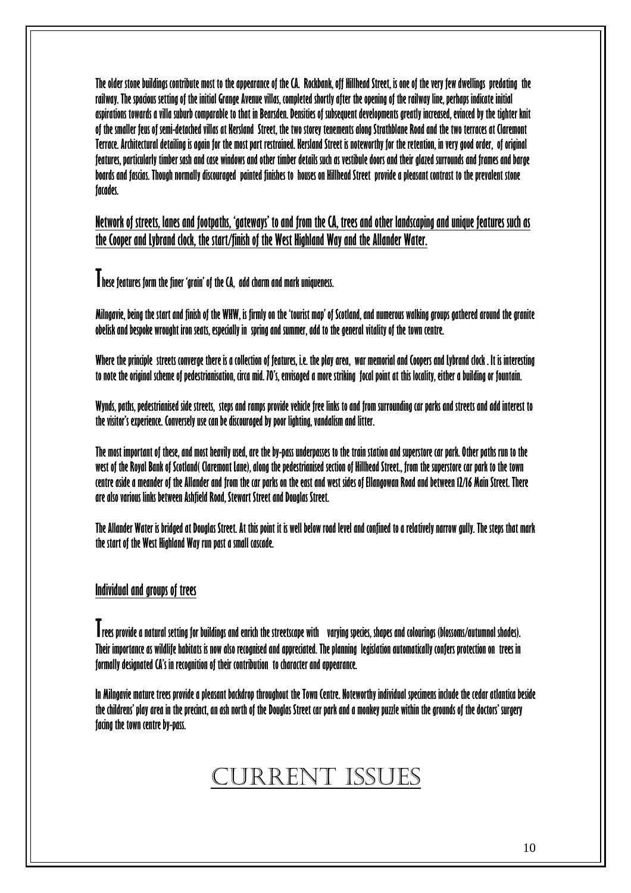The older stone buildings contribute most to the appearance of the CA. Rockbank, off Hillhead Street, is one of the very few dwellings predating the railway. The spacious setting of the initial Grange Avenue villas, completed shortly after the opening of the railway line, perhaps indicate initial aspirations towards a villa suburb comparable to that in Bearsden. Densities of subsequent developments greatly increased, evinced by the tighter knit of the smaller feus of semi-detached villas at Kersland Street, the two storey tenements along Strathblane Road and the two terraces at Claremont Terrace. Architectural detailing is again for the most part restrained. Kersland Street is noteworthy for the retention, in very good order, of original features, particularly timber sash and case windows and other timber details such as vestibule doors and their glazed surrounds and frames and barge boards and fascias. Though normally discouraged painted finishes to houses on Hillhead Street provide a pleasant contrast to the prevalent stone facades.

## Network of streets, lanes and footpaths, 'gateways' to and from the CA, trees and other landscaping and unique features such as the Cooper and Lybrand clock, the start/finish of the West Highland Way and the Allander Water.

These features form the finer 'grain' of the CA, add charm and mark uniqueness.

Milngavie, being the start and finish of the WHW, is firmly on the 'tourist map' of Scotland, and numerous walking groups gathered around the granite obelisk and bespoke wrought iron seats, especially in spring and summer, add to the general vitality of the town centre.

Where the principle streets converge there is a collection of features, i.e. the play area, war memorial and Coopers and Lybrand clock . It is interesting to note the original scheme of pedestrianisation, circa mid. 70's, envisaged a more striking focal point at this locality, either a building or fountain.

Wynds, paths, pedestrianised side streets, steps and ramps provide vehicle free links to and from surrounding car parks and streets and add interest to the visitor's experience. Conversely use can be discouraged by poor lighting, vandalism and litter.

The most important of these, and most heavily used, are the by-pass underpasses to the train station and superstore car park. Other paths run to the west of the Royal Bank of Scotland( Claremont Lane), along the pedestrianised section of Hillhead Street., from the superstore car park to the town centre aside a meander of the Allander and from the car parks on the east and west sides of Ellangowan Road and between 12/16 Main Street. There are also various links between Ashfield Road, Stewart Street and Douglas Street.

The Allander Water is bridged at Douglas Street. At this point it is well below road level and confined to a relatively narrow gully. The steps that mark the start of the West Highland Way run past a small cascade.

## Individual and groups of trees

Trees provide a natural setting for buildings and enrich the streetscape with varying species, shapes and colourings (blossoms/autumnal shades). Their importance as wildlife habitats is now also recognised and appreciated. The planning legislation automatically confers protection on trees in formally designated CA's in recognition of their contribution to character and appearance.

In Milngavie mature trees provide a pleasant backdrop throughout the Town Centre. Noteworthy individual specimens include the cedar atlantica beside the childrens' play area in the precinct, an ash north of the Douglas Street car park and a monkey puzzle within the grounds of the doctors' surgery facing the town centre by-pass.

# CURRENT ISSUES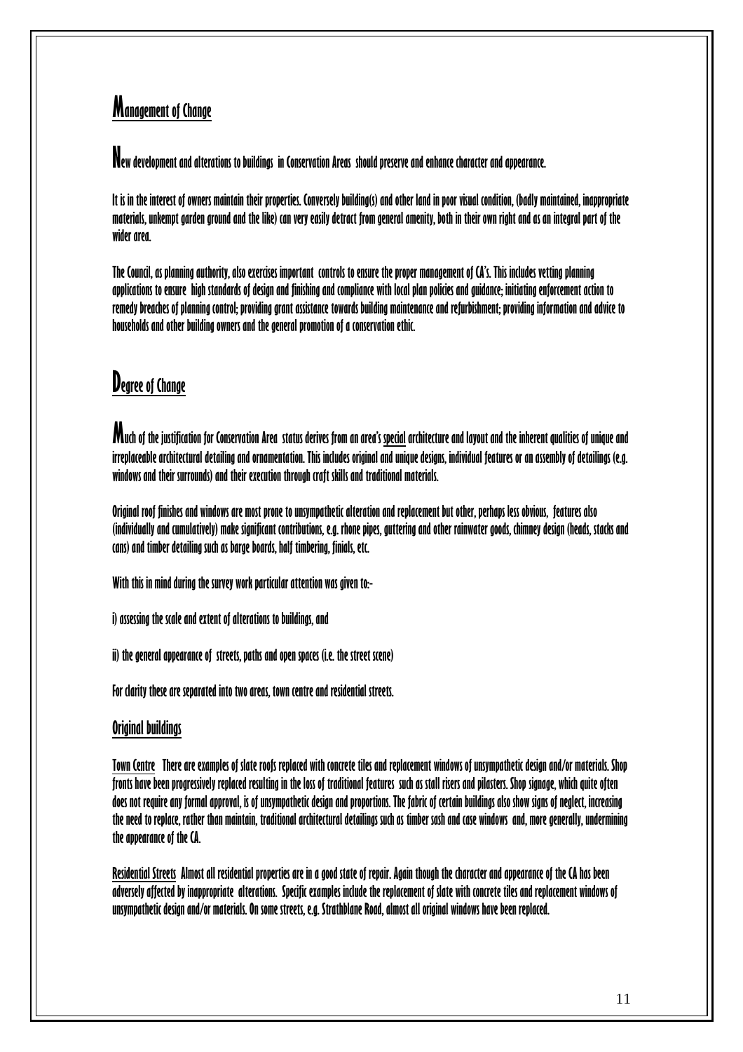## Management of Change

New development and alterations to buildings in Conservation Areas should preserve and enhance character and appearance.

It is in the interest of owners maintain their properties. Conversely building(s) and other land in poor visual condition, (badly maintained, inappropriate materials, unkempt garden ground and the like) can very easily detract from general amenity, both in their own right and as an integral part of the wider area.

The Council, as planning authority, also exercises important controls to ensure the proper management of CA's. This includes vetting planning applications to ensure high standards of design and finishing and compliance with local plan policies and guidance; initiating enforcement action to remedy breaches of planning control; providing grant assistance towards building maintenance and refurbishment; providing information and advice to households and other building owners and the general promotion of a conservation ethic.

## Degree of Change

Much of the justification for Conservation Area status derives from an area's special architecture and layout and the inherent qualities of unique and irreplaceable architectural detailing and ornamentation. This includes original and unique designs, individual features or an assembly of detailings (e.g. windows and their surrounds) and their execution through craft skills and traditional materials.

Original roof finishes and windows are most prone to unsympathetic alteration and replacement but other, perhaps less obvious, features also (individually and cumulatively) make significant contributions, e.g. rhone pipes, guttering and other rainwater goods, chimney design (heads, stacks and cans) and timber detailing such as barge boards, half timbering, finials, etc.

With this in mind during the survey work particular attention was given to:-

i) assessing the scale and extent of alterations to buildings, and

ii) the general appearance of streets, paths and open spaces (i.e. the street scene)

For clarity these are separated into two areas, town centre and residential streets.

### Original buildings

Town Centre There are examples of slate roofs replaced with concrete tiles and replacement windows of unsympathetic design and/or materials. Shop fronts have been progressively replaced resulting in the loss of traditional features such as stall risers and pilasters. Shop signage, which quite often does not require any formal approval, is of unsympathetic design and proportions. The fabric of certain buildings also show signs of neglect, increasing the need to replace, rather than maintain, traditional architectural detailings such as timber sash and case windows and, more generally, undermining the appearance of the CA.

Residential Streets Almost all residential properties are in a good state of repair. Again though the character and appearance of the CA has been adversely affected by inappropriate alterations. Specific examples include the replacement of slate with concrete tiles and replacement windows of unsympathetic design and/or materials. On some streets, e.g. Strathblane Road, almost all original windows have been replaced.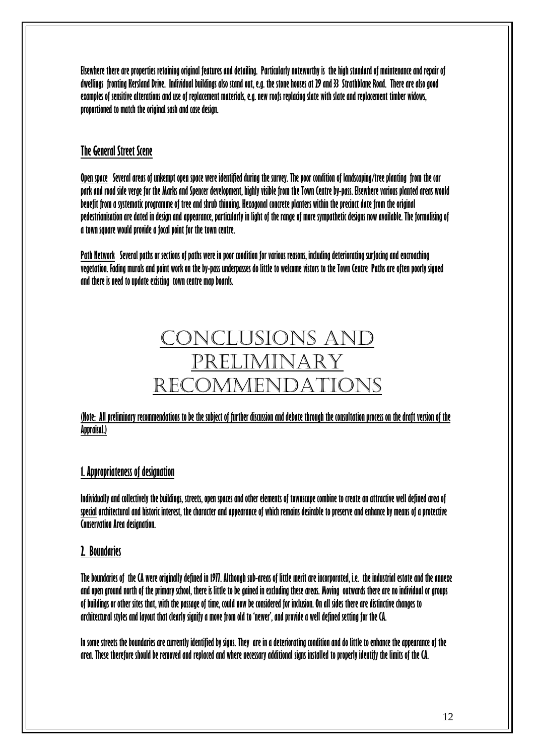Elsewhere there are properties retaining original features and detailing. Particularly noteworthy is the high standard of maintenance and repair of dwellings fronting Kersland Drive. Individual buildings also stand out, e.g. the stone houses at 29 and 33 Strathblane Road. There are also good examples of sensitive alterations and use of replacement materials, e.g. new roofs replacing slate with slate and replacement timber widows, proportioned to match the original sash and case design.

## The General Street Scene

Open space Several areas of unkempt open space were identified during the survey. The poor condition of landscaping/tree planting from the car park and road side verge for the Marks and Spencer development, highly visible from the Town Centre by-pass. Elsewhere various planted areas would benefit from a systematic programme of tree and shrub thinning. Hexagonal concrete planters within the precinct date from the original pedestrianisation are dated in design and appearance, particularly in light of the range of more sympathetic designs now available. The formalising of a town square would provide a focal point for the town centre.

Path Network Several paths or sections of paths were in poor condition for various reasons, including deteriorating surfacing and encroaching vegetation. Fading murals and paint work on the by-pass underpasses do little to welcome vistors to the Town Centre Paths are often poorly signed and there is need to update existing town centre map boards.

# CONCLUSIONS AND PRELIMINARY RECOMMENDATIONS

(Note: All preliminary recommendations to be the subject of further discussion and debate through the consultation process on the draft version of the Appraisal.)

## 1. Appropriateness of designation

Individually and collectively the buildings, streets, open spaces and other elements of townscape combine to create an attractive well defined area of special architectural and historic interest, the character and appearance of which remains desirable to preserve and enhance by means of a protective Conservation Area designation.

## 2. Boundaries

The boundaries of the CA were originally defined in 1977. Although sub-areas of little merit are incorporated, i.e. the industrial estate and the annexe and open ground north of the primary school, there is little to be gained in excluding these areas. Moving outwards there are no individual or groups of buildings or other sites that, with the passage of time, could now be considered for inclusion. On all sides there are distinctive changes to architectural styles and layout that clearly signify a move from old to 'newer', and provide a well defined setting for the CA.

In some streets the boundaries are currently identified by signs. They are in a deteriorating condition and do little to enhance the appearance of the area. These therefore should be removed and replaced and where necessary additional signs installed to properly identify the limits of the CA.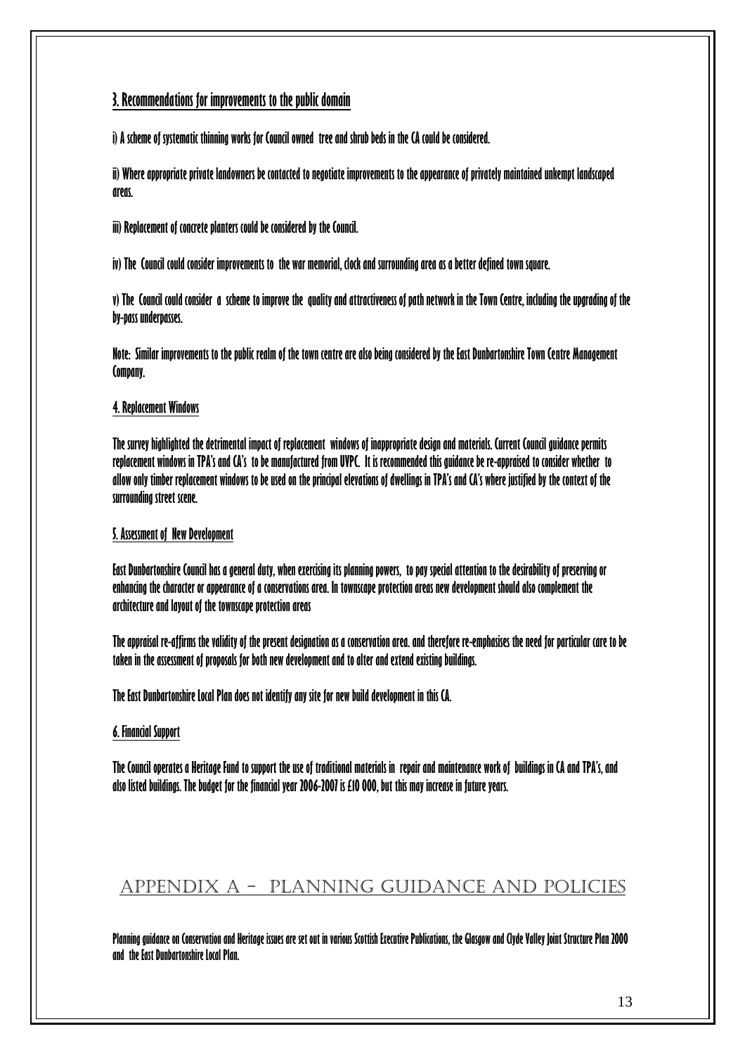## 3. Recommendations for improvements to the public domain

i) A scheme of systematic thinning works for Council owned tree and shrub beds in the CA could be considered.

ii) Where appropriate private landowners be contacted to negotiate improvements to the appearance of privately maintained unkempt landscaped areas.

iii) Replacement of concrete planters could be considered by the Council.

iv) The Council could consider improvements to the war memorial, clock and surrounding area as a better defined town square.

v) The Council could consider a scheme to improve the quality and attractiveness of path network in the Town Centre, including the upgrading of the by-pass underpasses.

Note: Similar improvements to the public realm of the town centre are also being considered by the East Dunbartonshire Town Centre Management Company.

## 4. Replacement Windows

The survey highlighted the detrimental impact of replacement windows of inappropriate design and materials. Current Council guidance permits replacement windows in TPA's and CA's to be manufactured from UVPC. It is recommended this guidance be re-appraised to consider whether to allow only timber replacement windows to be used on the principal elevations of dwellings in TPA's and CA's where justified by the context of the surrounding street scene.

## 5. Assessment of New Development

East Dunbartonshire Council has a general duty, when exercising its planning powers, to pay special attention to the desirability of preserving or enhancing the character or appearance of a conservations area. In townscape protection areas new development should also complement the architecture and layout of the townscape protection areas

The appraisal re-affirms the validity of the present designation as a conservation area. and therefore re-emphasises the need for particular care to be taken in the assessment of proposals for both new development and to alter and extend existing buildings.

The East Dunbartonshire Local Plan does not identify any site for new build development in this CA.

## 6. Financial Support

The Council operates a Heritage Fund to support the use of traditional materials in repair and maintenance work of buildings in CA and TPA's, and also listed buildings. The budget for the financial year 2006-2007 is £10 000, but this may increase in future years.

# Appendix A – Planning Guidance and Policies

Planning guidance on Conservation and Heritage issues are set out in various Scottish Executive Publications, the Glasgow and Clyde Valley Joint Structure Plan 2000 and the East Dunbartonshire Local Plan.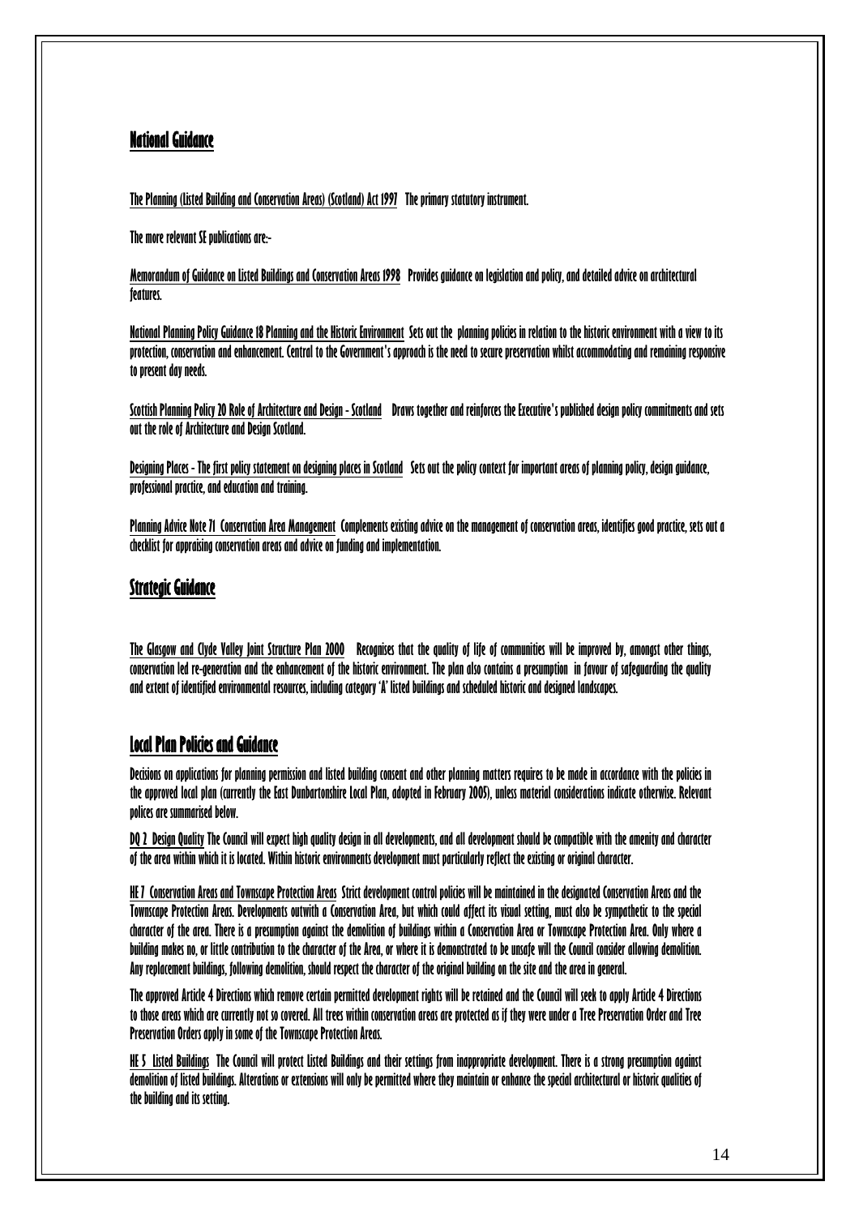## National Guidance

The Planning (Listed Building and Conservation Areas) (Scotland) Act 1997 The primary statutory instrument.

The more relevant SE publications are:-

Memorandum of Guidance on Listed Buildings and Conservation Areas 1998 Provides guidance on legislation and policy, and detailed advice on architectural features.

National Planning Policy Guidance 18 Planning and the Historic Environment Sets out the planning policies in relation to the historic environment with a view to its protection, conservation and enhancement. Central to the Government's approach is the need to secure preservation whilst accommodating and remaining responsive to present day needs.

Scottish Planning Policy 20 Role of Architecture and Design - Scotland Draws together and reinforces the Executive's published design policy commitments and sets out the role of Architecture and Design Scotland.

Designing Places - The first policy statement on designing places in Scotland Sets out the policy context for important areas of planning policy, design guidance, professional practice, and education and training.

Planning Advice Note 71 Conservation Area Management Complements existing advice on the management of conservation areas, identifies good practice, sets out a checklist for appraising conservation areas and advice on funding and implementation.

## Strategic Guidance

The Glasgow and Clyde Valley Joint Structure Plan 2000 Recognises that the quality of life of communities will be improved by, amongst other things, conservation led re-generation and the enhancement of the historic environment. The plan also contains a presumption in favour of safeguarding the quality and extent of identified environmental resources, including category 'A' listed buildings and scheduled historic and designed landscapes.

## Local Plan Policies and Guidance

Decisions on applications for planning permission and listed building consent and other planning matters requires to be made in accordance with the policies in the approved local plan (currently the East Dunbartonshire Local Plan, adopted in February 2005), unless material considerations indicate otherwise. Relevant polices are summarised below.

DQ 2 Design Quality The Council will expect high quality design in all developments, and all development should be compatible with the amenity and character of the area within which it is located. Within historic environments development must particularly reflect the existing or original character.

HE 7 Conservation Areas and Townscape Protection Areas Strict development control policies will be maintained in the designated Conservation Areas and the Townscape Protection Areas. Developments outwith a Conservation Area, but which could affect its visual setting, must also be sympathetic to the special character of the area. There is a presumption against the demolition of buildings within a Conservation Area or Townscape Protection Area. Only where a building makes no, or little contribution to the character of the Area, or where it is demonstrated to be unsafe will the Council consider allowing demolition. Any replacement buildings, following demolition, should respect the character of the original building on the site and the area in general.

The approved Article 4 Directions which remove certain permitted development rights will be retained and the Council will seek to apply Article 4 Directions to those areas which are currently not so covered. All trees within conservation areas are protected as if they were under a Tree Preservation Order and Tree Preservation Orders apply in some of the Townscape Protection Areas.

HE 5 Listed Buildings The Council will protect Listed Buildings and their settings from inappropriate development. There is a strong presumption against demolition of listed buildings. Alterations or extensions will only be permitted where they maintain or enhance the special architectural or historic qualities of the building and its setting.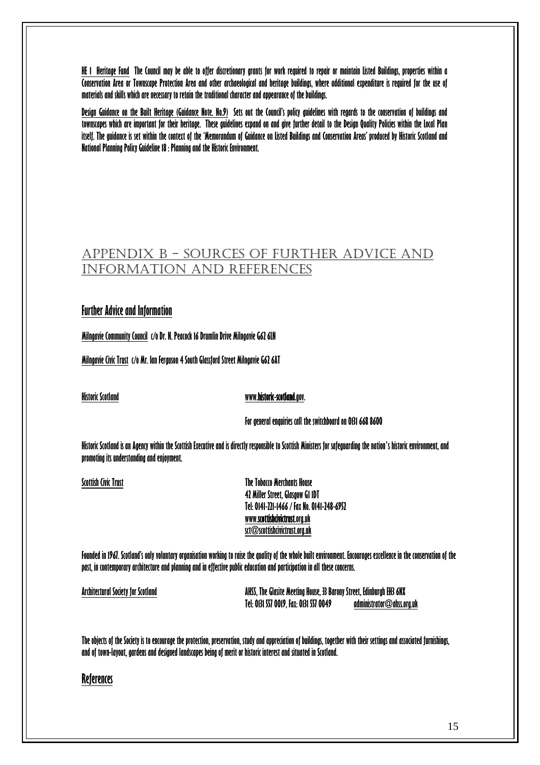HE 1 Heritage Fund The Council may be able to offer discretionary grants for work required to repair or maintain Listed Buildings, properties within a Conservation Area or Townscape Protection Area and other archaeological and heritage buildings, where additional expenditure is required for the use of materials and skills which are necessary to retain the traditional character and appearance of the buildings.

Design Guidance on the Built Heritage (Guidance Note. No.9) Sets out the Council's policy guidelines with regards to the conservation of buildings and townscapes which are important for their heritage. These guidelines expand on and give further detail to the Design Quality Policies within the Local Plan itself. The guidance is set within the context of the 'Memorandum of Guidance on Listed Buildings and Conservation Areas' produced by Historic Scotland and National Planning Policy Guideline 18 : Planning and the Historic Environment.

# APPENDIX B – SOURCES OF FURTHER ADVICE AND INFORMATION AND REFERENCES

## Further Advice and Information

Milngavie Community Council c/o Dr. N. Peacock 16 Drumlin Drive Milngavie G62 6LN

Milngavie Civic Trust c/o Mr. Ian Ferguson 4 South Glassford Street Milngavie G62 6AT

Historic Scotland

www.historic-scotland.gov.

For general enquiries call the switchboard on 0131 668 8600

Historic Scotland is an Agency within the Scottish Executive and is directly responsible to Scottish Ministers for safeguarding the nation's historic environment, and promoting its understanding and enjoyment.

Scottish Civic Trust

The Tobacco Merchants House
42 Miller Street, Glasgow G1 1DT
Tel: 0141-221-1466 / Fax No. 0141-248-6952
www.scottishcivictrust.org.uk
sct@scottishcivictrust.org.uk

Founded in 1967. Scotland's only voluntary organisation working to raise the quality of the whole built environment. Encourages excellence in the conservation of the past, in contemporary architecture and planning and in effective public education and participation in all these concerns.

Architectural Society for Scotland

AHSS, The Glasite Meeting House, 33 Barony Street, Edinburgh EH3 6NX
Tel: 0131 557 0019, Fax: 0131 557 0049 administrator@ahss.org.uk

The objects of the Society is to encourage the protection, preservation, study and appreciation of buildings, together with their settings and associated furnishings, and of town-layout, gardens and designed landscapes being of merit or historic interest and situated in Scotland.

## References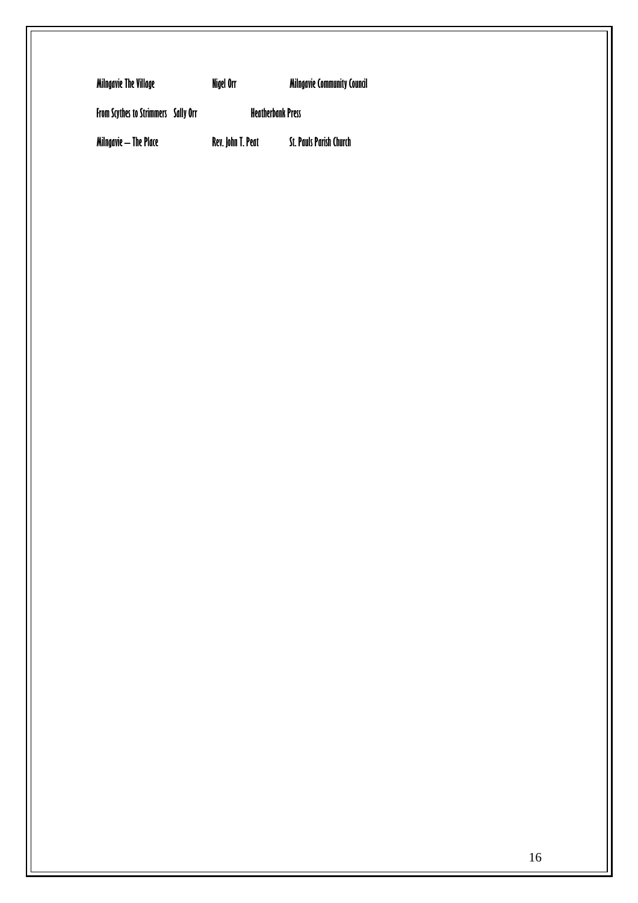| | | |
|---|---|---|
| Milngavie The Village | Nigel Orr | Milngavie Community Council |
| From Scythes to Strimmers | Sally Orr | Heatherbank Press |
| Milngavie – The Place | Rev. John T. Peat | St. Pauls Parish Church |